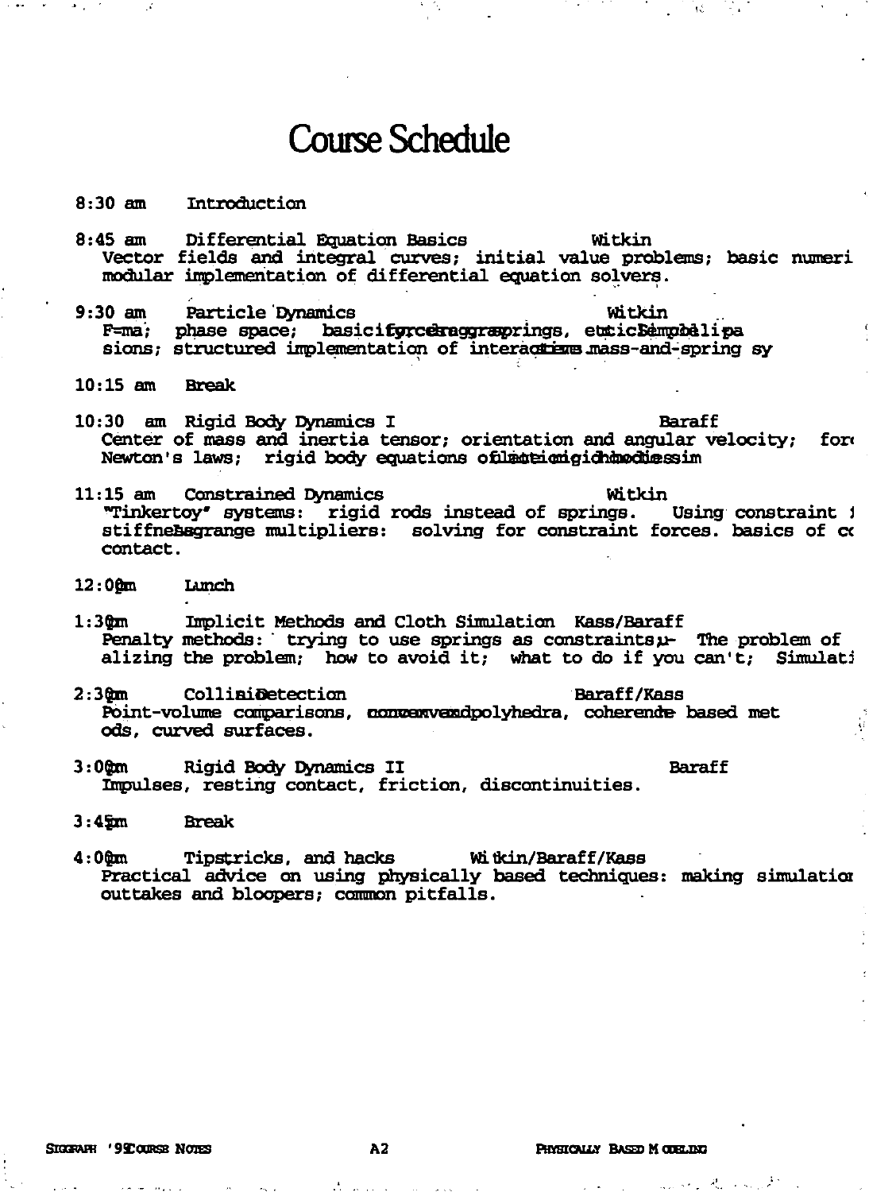# Course Schedule

8:30 am    Introduction

8:45 am    Differential Equation Basics    Witkin
Vector fields and integral curves; initial value problems; basic numeri modular implementation of differential equation solvers.

9:30 am    Particle Dynamics    Witkin
F=ma; phase space; basic forces: gravity, drag, springs, etc.; simple collisions; structured implementation of interactions; mass-and-spring sy

10:15 am    Break

10:30 am    Rigid Body Dynamics I    Baraff
Center of mass and inertia tensor; orientation and angular velocity; forc Newton's laws; rigid body equations of motion; rigid body sim

11:15 am    Constrained Dynamics    Witkin
"Tinkertoy" systems: rigid rods instead of springs. Using constraint stiffness; Lagrange multipliers: solving for constraint forces. basics of co contact.

12:00 pm    Lunch

1:30 pm    Implicit Methods and Cloth Simulation    Kass/Baraff
Penalty methods: trying to use springs as constraints; The problem of alizing the problem; how to avoid it; what to do if you can't; Simulati

2:30 pm    Collision Detection    Baraff/Kass
Point-volume comparisons, convex polyhedra, coherence based met ods, curved surfaces.

3:00 pm    Rigid Body Dynamics II    Baraff
Impulses, resting contact, friction, discontinuities.

3:45 pm    Break

4:00 pm    Tips, tricks, and hacks    Witkin/Baraff/Kass
Practical advice on using physically based techniques: making simulatio outtakes and bloopers; common pitfalls.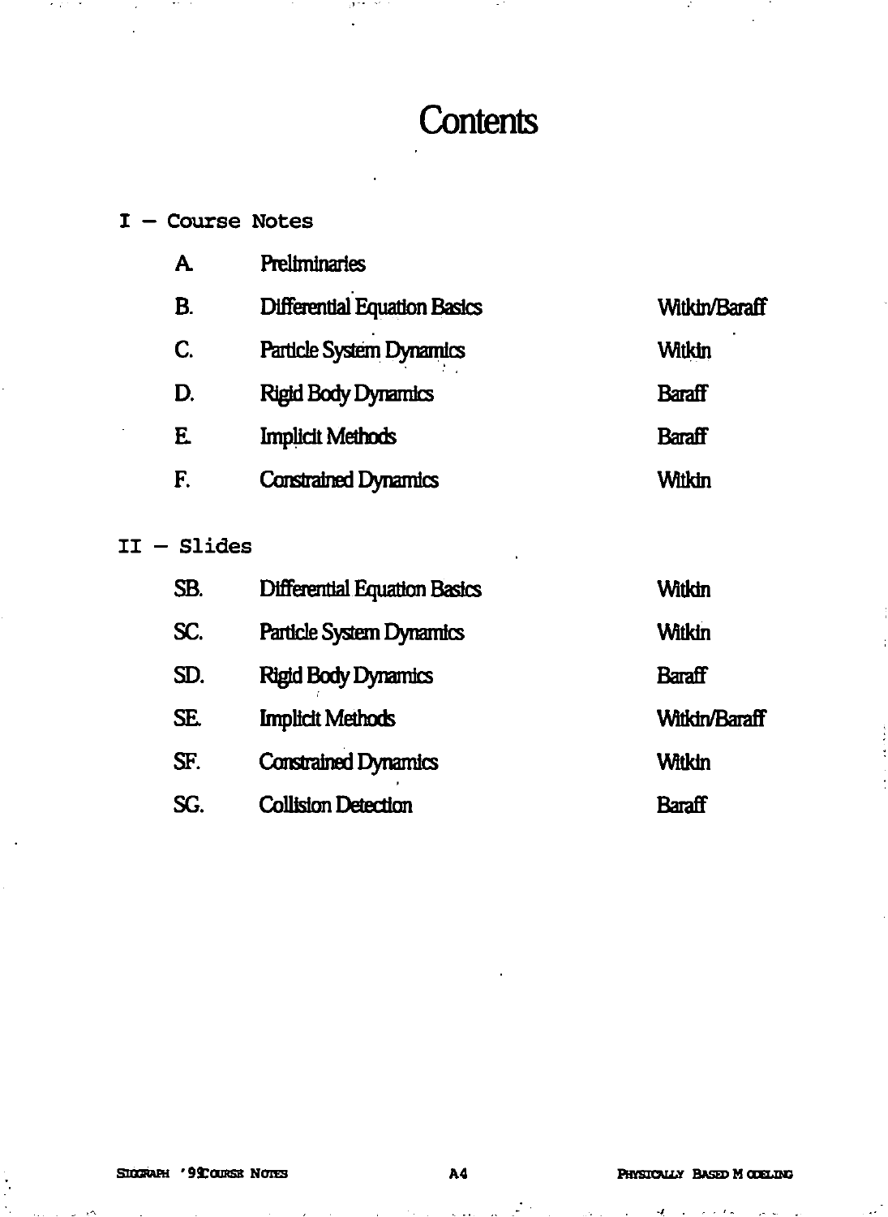# Contents

## I — Course Notes

| | | |
|---|---|---|
| A. | Preliminaries | |
| B. | Differential Equation Basics | Witkin/Baraff |
| C. | Particle System Dynamics | Witkin |
| D. | Rigid Body Dynamics | Baraff |
| E. | Implicit Methods | Baraff |
| F. | Constrained Dynamics | Witkin |

## II — Slides

| | | |
|---|---|---|
| SB. | Differential Equation Basics | Witkin |
| SC. | Particle System Dynamics | Witkin |
| SD. | Rigid Body Dynamics | Baraff |
| SE. | Implicit Methods | Witkin/Baraff |
| SF. | Constrained Dynamics | Witkin |
| SG. | Collision Detection | Baraff |